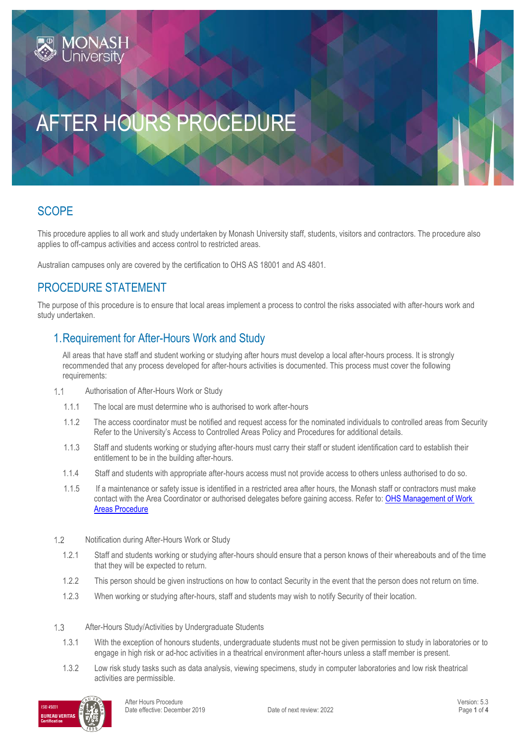# AFTER HOURS PROCEDURE

## SCOPE

This procedure applies to all work and study undertaken by Monash University staff, students, visitors and contractors. The procedure also applies to off-campus activities and access control to restricted areas.

Australian campuses only are covered by the certification to OHS AS 18001 and AS 4801.

## PROCEDURE STATEMENT

The purpose of this procedure is to ensure that local areas implement a process to control the risks associated with after-hours work and study undertaken.

## 1. Requirement for After-Hours Work and Study

All areas that have staff and student working or studying after hours must develop a local after-hours process. It is strongly recommended that any process developed for after-hours activities is documented. This process must cover the following requirements:

1.1 Authorisation of After-Hours Work or Study

1.1.1 The local are must determine who is authorised to work after-hours

1.1.2 The access coordinator must be notified and request access for the nominated individuals to controlled areas from Security Refer to the University's Access to Controlled Areas Policy and Procedures for additional details.

1.1.3 Staff and students working or studying after-hours must carry their staff or student identification card to establish their entitlement to be in the building after-hours.

1.1.4 Staff and students with appropriate after-hours access must not provide access to others unless authorised to do so.

1.1.5 If a maintenance or safety issue is identified in a restricted area after hours, the Monash staff or contractors must make contact with the Area Coordinator or authorised delegates before gaining access. Refer to: [OHS Management of Work Areas Procedure]

1.2 Notification during After-Hours Work or Study

1.2.1 Staff and students working or studying after-hours should ensure that a person knows of their whereabouts and of the time that they will be expected to return.

1.2.2 This person should be given instructions on how to contact Security in the event that the person does not return on time.

1.2.3 When working or studying after-hours, staff and students may wish to notify Security of their location.

1.3 After-Hours Study/Activities by Undergraduate Students

1.3.1 With the exception of honours students, undergraduate students must not be given permission to study in laboratories or to engage in high risk or ad-hoc activities in a theatrical environment after-hours unless a staff member is present.

1.3.2 Low risk study tasks such as data analysis, viewing specimens, study in computer laboratories and low risk theatrical activities are permissible.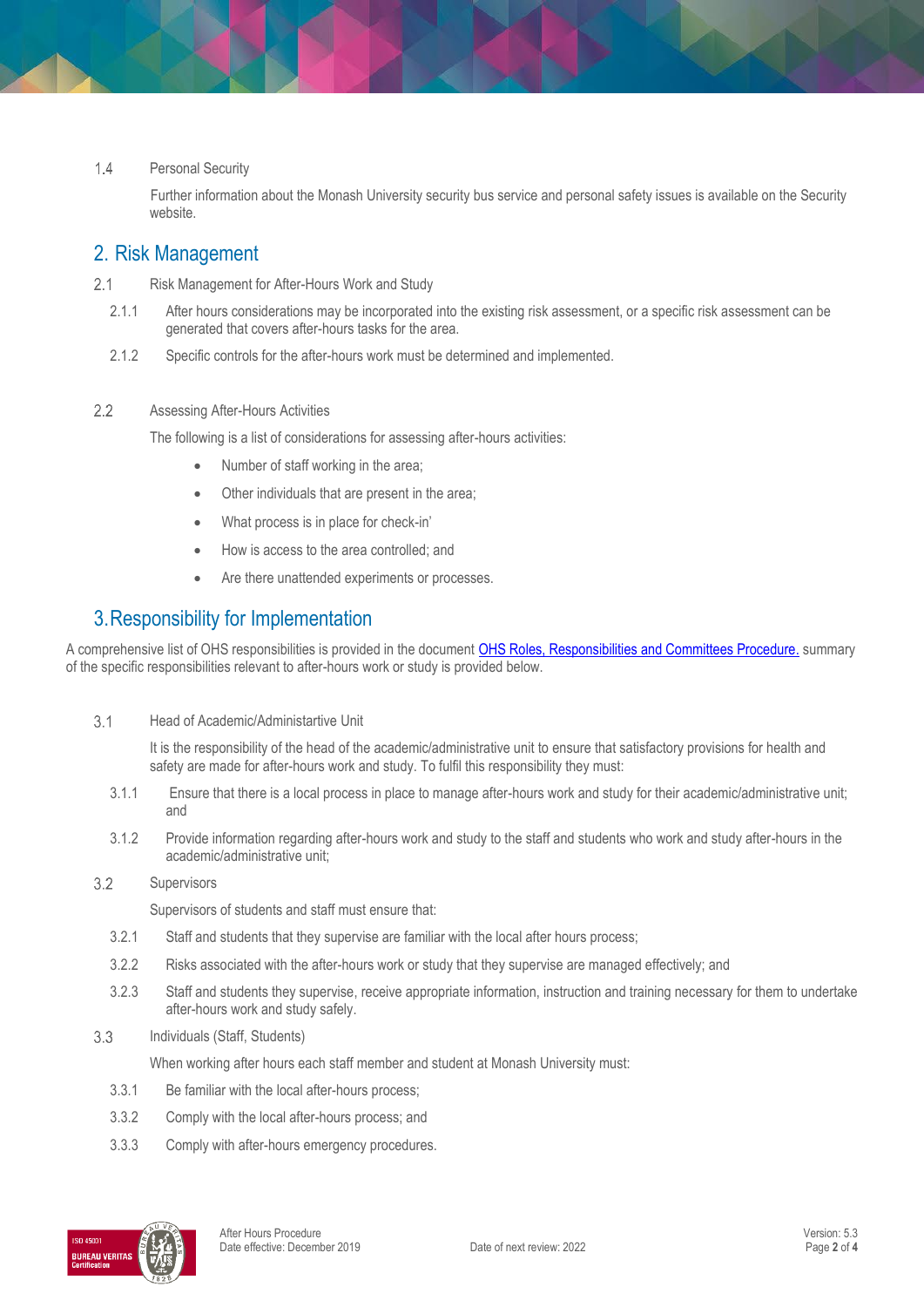1.4 Personal Security

Further information about the Monash University security bus service and personal safety issues is available on the Security website.

## 2. Risk Management

2.1 Risk Management for After-Hours Work and Study

2.1.1 After hours considerations may be incorporated into the existing risk assessment, or a specific risk assessment can be generated that covers after-hours tasks for the area.

2.1.2 Specific controls for the after-hours work must be determined and implemented.

2.2 Assessing After-Hours Activities

The following is a list of considerations for assessing after-hours activities:

- Number of staff working in the area;
- Other individuals that are present in the area;
- What process is in place for check-in'
- How is access to the area controlled; and
- Are there unattended experiments or processes.

## 3. Responsibility for Implementation

A comprehensive list of OHS responsibilities is provided in the document OHS Roles, Responsibilities and Committees Procedure. summary of the specific responsibilities relevant to after-hours work or study is provided below.

3.1 Head of Academic/Administartive Unit

It is the responsibility of the head of the academic/administrative unit to ensure that satisfactory provisions for health and safety are made for after-hours work and study. To fulfil this responsibility they must:

3.1.1 Ensure that there is a local process in place to manage after-hours work and study for their academic/administrative unit; and

3.1.2 Provide information regarding after-hours work and study to the staff and students who work and study after-hours in the academic/administrative unit;

3.2 Supervisors

Supervisors of students and staff must ensure that:

3.2.1 Staff and students that they supervise are familiar with the local after hours process;

3.2.2 Risks associated with the after-hours work or study that they supervise are managed effectively; and

3.2.3 Staff and students they supervise, receive appropriate information, instruction and training necessary for them to undertake after-hours work and study safely.

3.3 Individuals (Staff, Students)

When working after hours each staff member and student at Monash University must:

3.3.1 Be familiar with the local after-hours process;

3.3.2 Comply with the local after-hours process; and

3.3.3 Comply with after-hours emergency procedures.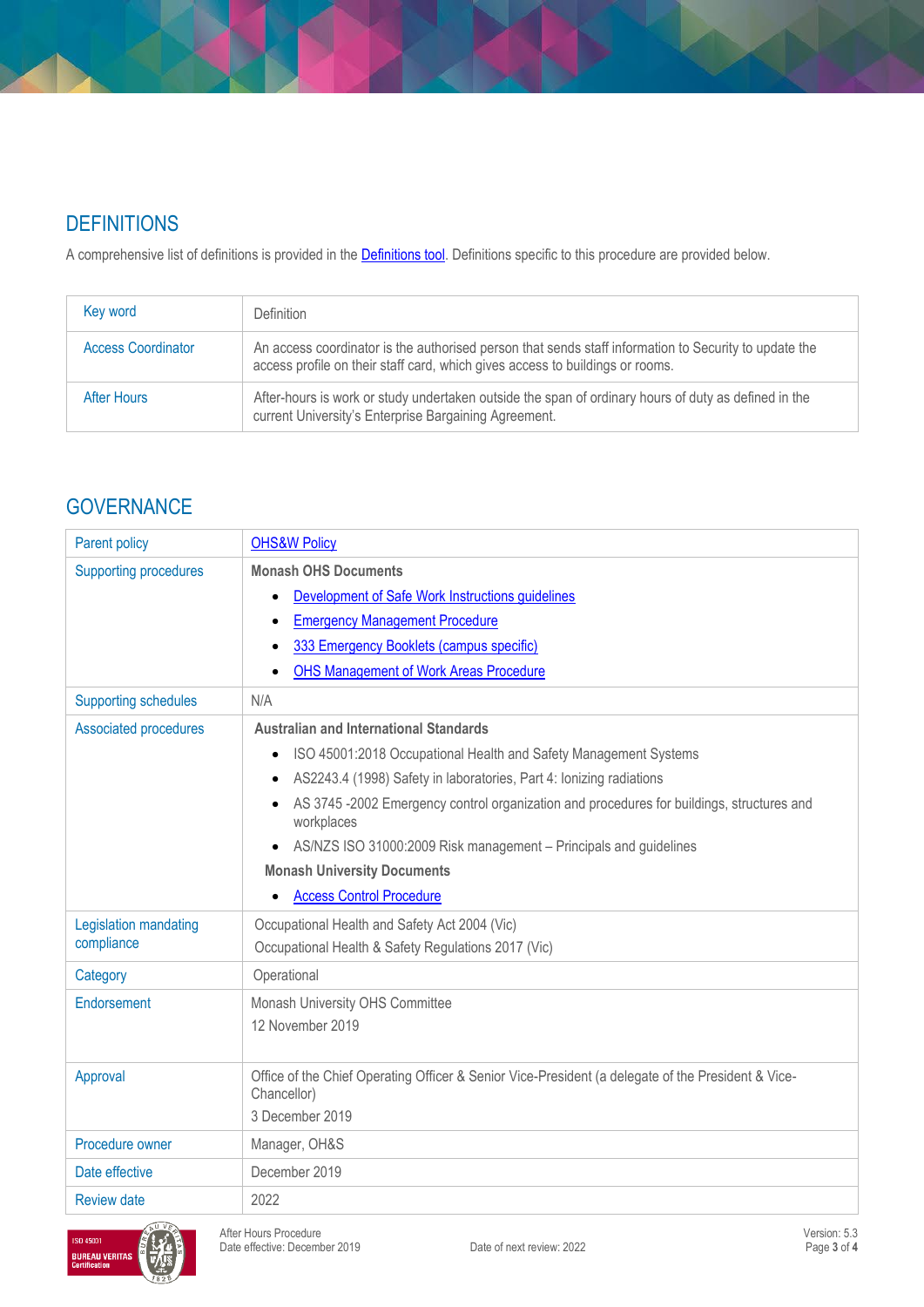## DEFINITIONS

A comprehensive list of definitions is provided in the Definitions tool. Definitions specific to this procedure are provided below.

| Key word | Definition |
|---|---|
| Access Coordinator | An access coordinator is the authorised person that sends staff information to Security to update the access profile on their staff card, which gives access to buildings or rooms. |
| After Hours | After-hours is work or study undertaken outside the span of ordinary hours of duty as defined in the current University's Enterprise Bargaining Agreement. |

## GOVERNANCE

| | |
|---|---|
| Parent policy | OHS&W Policy |
| Supporting procedures | **Monash OHS Documents**<br>• Development of Safe Work Instructions guidelines<br>• Emergency Management Procedure<br>• 333 Emergency Booklets (campus specific)<br>• OHS Management of Work Areas Procedure |
| Supporting schedules | N/A |
| Associated procedures | **Australian and International Standards**<br>• ISO 45001:2018 Occupational Health and Safety Management Systems<br>• AS2243.4 (1998) Safety in laboratories, Part 4: Ionizing radiations<br>• AS 3745 -2002 Emergency control organization and procedures for buildings, structures and workplaces<br>• AS/NZS ISO 31000:2009 Risk management – Principals and guidelines<br>**Monash University Documents**<br>• Access Control Procedure |
| Legislation mandating compliance | Occupational Health and Safety Act 2004 (Vic)<br>Occupational Health & Safety Regulations 2017 (Vic) |
| Category | Operational |
| Endorsement | Monash University OHS Committee<br>12 November 2019 |
| Approval | Office of the Chief Operating Officer & Senior Vice-President (a delegate of the President & Vice-Chancellor)<br>3 December 2019 |
| Procedure owner | Manager, OH&S |
| Date effective | December 2019 |
| Review date | 2022 |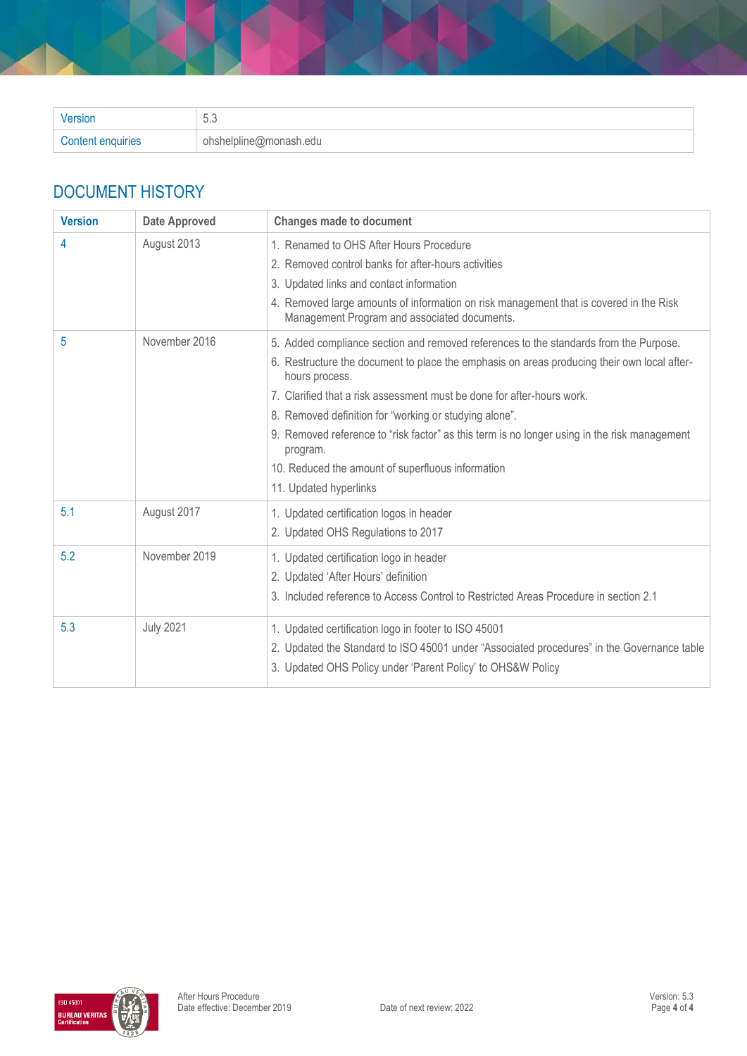| | |
|---|---|
| Version | 5.3 |
| Content enquiries | ohshelpline@monash.edu |

## DOCUMENT HISTORY

| Version | Date Approved | Changes made to document |
|---|---|---|
| 4 | August 2013 | 1. Renamed to OHS After Hours Procedure<br>2. Removed control banks for after-hours activities<br>3. Updated links and contact information<br>4. Removed large amounts of information on risk management that is covered in the Risk Management Program and associated documents. |
| 5 | November 2016 | 5. Added compliance section and removed references to the standards from the Purpose.<br>6. Restructure the document to place the emphasis on areas producing their own local after-hours process.<br>7. Clarified that a risk assessment must be done for after-hours work.<br>8. Removed definition for "working or studying alone".<br>9. Removed reference to "risk factor" as this term is no longer using in the risk management program.<br>10. Reduced the amount of superfluous information<br>11. Updated hyperlinks |
| 5.1 | August 2017 | 1. Updated certification logos in header<br>2. Updated OHS Regulations to 2017 |
| 5.2 | November 2019 | 1. Updated certification logo in header<br>2. Updated 'After Hours' definition<br>3. Included reference to Access Control to Restricted Areas Procedure in section 2.1 |
| 5.3 | July 2021 | 1. Updated certification logo in footer to ISO 45001<br>2. Updated the Standard to ISO 45001 under "Associated procedures" in the Governance table<br>3. Updated OHS Policy under 'Parent Policy' to OHS&W Policy |